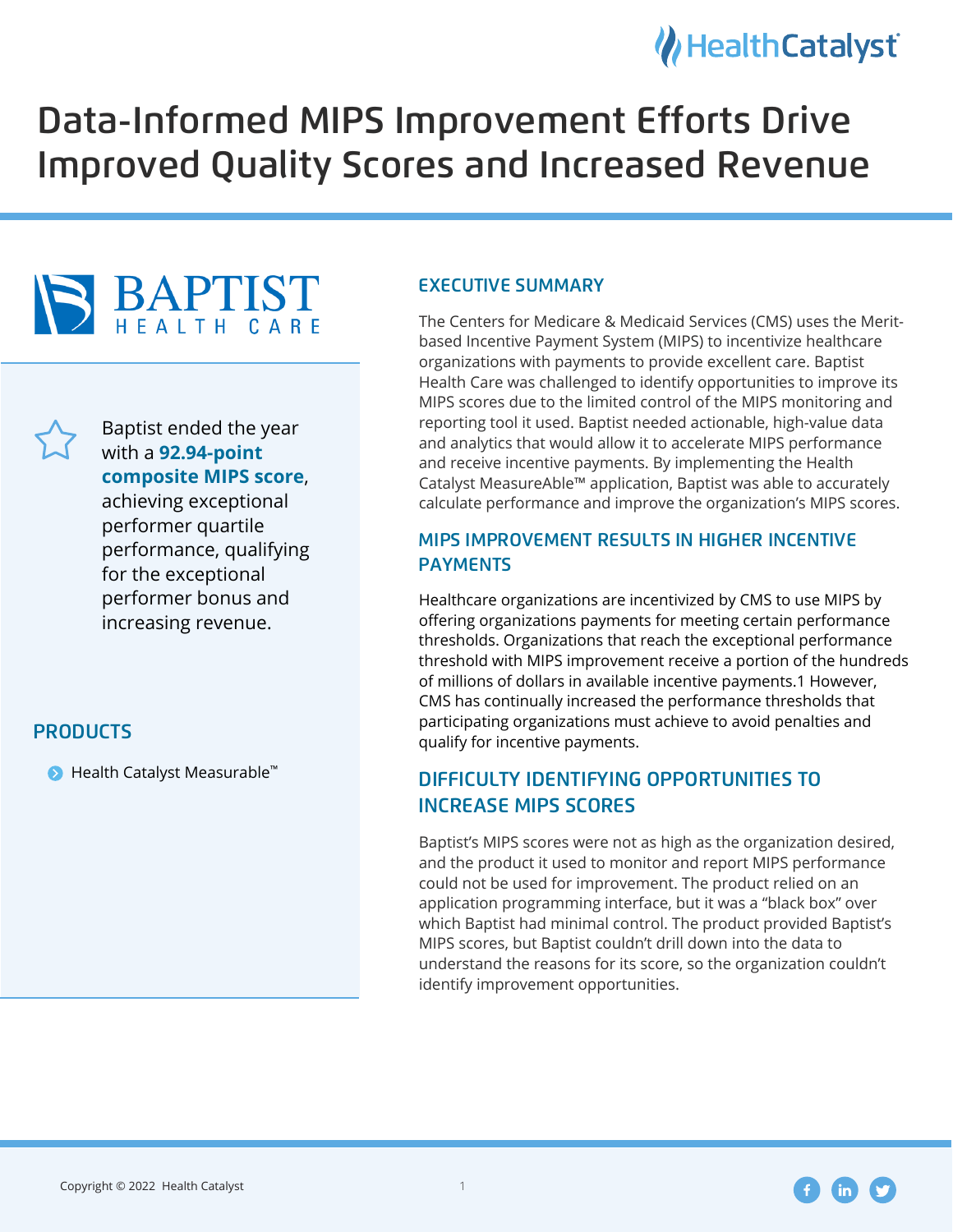# Data-Informed MIPS Improvement Efforts Drive Improved Quality Scores and Increased Revenue

BAPTIST HEALTH CARE

Baptist ended the year with a **92.94-point composite MIPS score**, achieving exceptional performer quartile performance, qualifying for the exceptional performer bonus and increasing revenue.

## PRODUCTS

- Health Catalyst Measurable™

## EXECUTIVE SUMMARY

The Centers for Medicare & Medicaid Services (CMS) uses the Merit-based Incentive Payment System (MIPS) to incentivize healthcare organizations with payments to provide excellent care. Baptist Health Care was challenged to identify opportunities to improve its MIPS scores due to the limited control of the MIPS monitoring and reporting tool it used. Baptist needed actionable, high-value data and analytics that would allow it to accelerate MIPS performance and receive incentive payments. By implementing the Health Catalyst MeasureAble™ application, Baptist was able to accurately calculate performance and improve the organization's MIPS scores.

## MIPS IMPROVEMENT RESULTS IN HIGHER INCENTIVE PAYMENTS

Healthcare organizations are incentivized by CMS to use MIPS by offering organizations payments for meeting certain performance thresholds. Organizations that reach the exceptional performance threshold with MIPS improvement receive a portion of the hundreds of millions of dollars in available incentive payments.1 However, CMS has continually increased the performance thresholds that participating organizations must achieve to avoid penalties and qualify for incentive payments.

## DIFFICULTY IDENTIFYING OPPORTUNITIES TO INCREASE MIPS SCORES

Baptist's MIPS scores were not as high as the organization desired, and the product it used to monitor and report MIPS performance could not be used for improvement. The product relied on an application programming interface, but it was a "black box" over which Baptist had minimal control. The product provided Baptist's MIPS scores, but Baptist couldn't drill down into the data to understand the reasons for its score, so the organization couldn't identify improvement opportunities.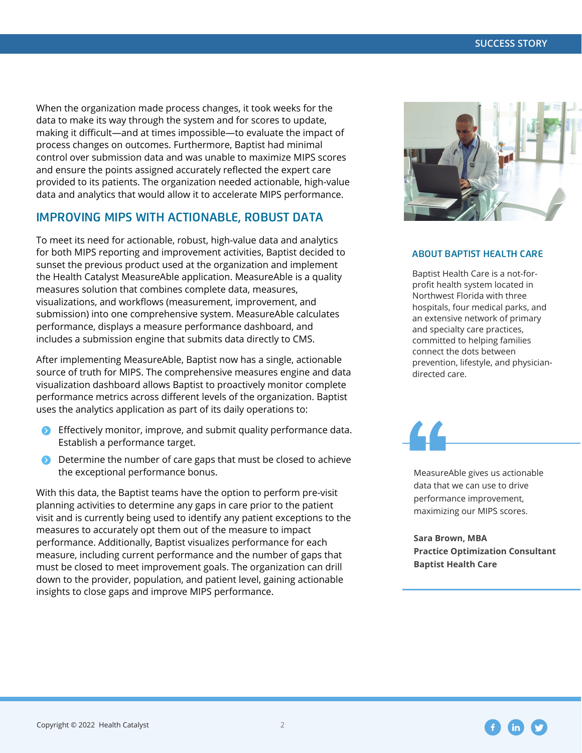When the organization made process changes, it took weeks for the data to make its way through the system and for scores to update, making it difficult—and at times impossible—to evaluate the impact of process changes on outcomes. Furthermore, Baptist had minimal control over submission data and was unable to maximize MIPS scores and ensure the points assigned accurately reflected the expert care provided to its patients. The organization needed actionable, high-value data and analytics that would allow it to accelerate MIPS performance.

## IMPROVING MIPS WITH ACTIONABLE, ROBUST DATA

To meet its need for actionable, robust, high-value data and analytics for both MIPS reporting and improvement activities, Baptist decided to sunset the previous product used at the organization and implement the Health Catalyst MeasureAble application. MeasureAble is a quality measures solution that combines complete data, measures, visualizations, and workflows (measurement, improvement, and submission) into one comprehensive system. MeasureAble calculates performance, displays a measure performance dashboard, and includes a submission engine that submits data directly to CMS.

After implementing MeasureAble, Baptist now has a single, actionable source of truth for MIPS. The comprehensive measures engine and data visualization dashboard allows Baptist to proactively monitor complete performance metrics across different levels of the organization. Baptist uses the analytics application as part of its daily operations to:

- Effectively monitor, improve, and submit quality performance data. Establish a performance target.
- Determine the number of care gaps that must be closed to achieve the exceptional performance bonus.

With this data, the Baptist teams have the option to perform pre-visit planning activities to determine any gaps in care prior to the patient visit and is currently being used to identify any patient exceptions to the measures to accurately opt them out of the measure to impact performance. Additionally, Baptist visualizes performance for each measure, including current performance and the number of gaps that must be closed to meet improvement goals. The organization can drill down to the provider, population, and patient level, gaining actionable insights to close gaps and improve MIPS performance.

### ABOUT BAPTIST HEALTH CARE

Baptist Health Care is a not-for-profit health system located in Northwest Florida with three hospitals, four medical parks, and an extensive network of primary and specialty care practices, committed to helping families connect the dots between prevention, lifestyle, and physician-directed care.

> MeasureAble gives us actionable data that we can use to drive performance improvement, maximizing our MIPS scores.
>
> **Sara Brown, MBA**
> **Practice Optimization Consultant**
> **Baptist Health Care**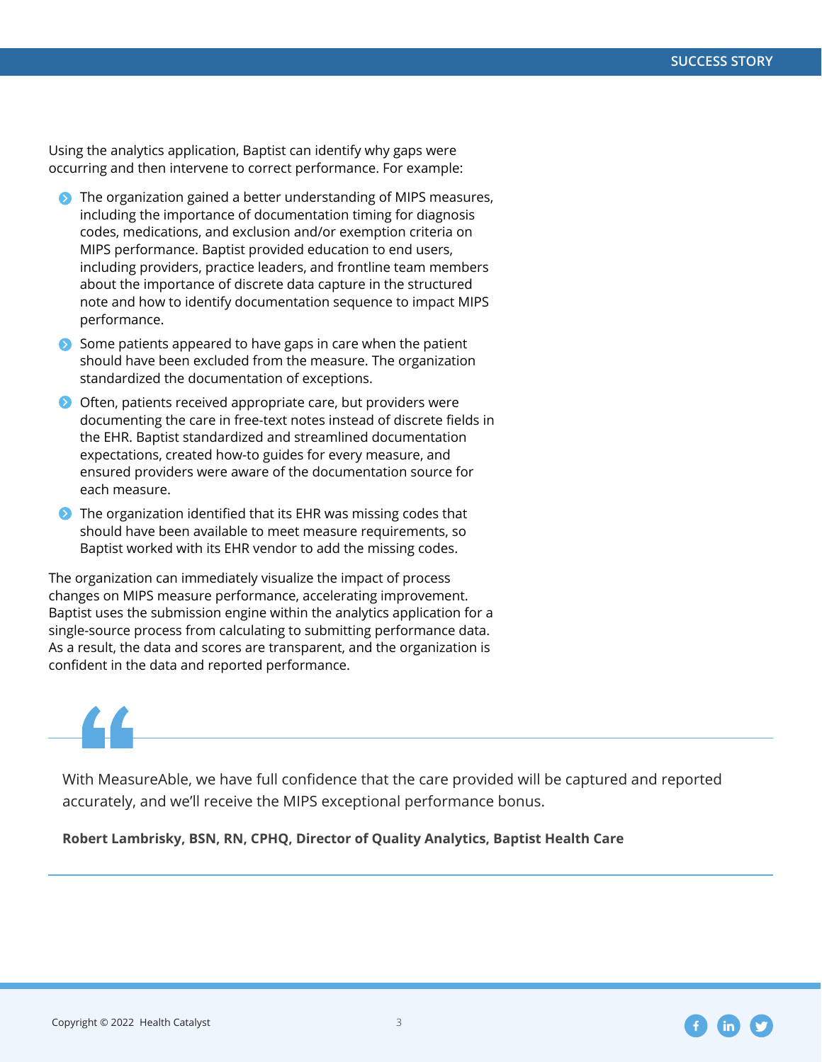Using the analytics application, Baptist can identify why gaps were occurring and then intervene to correct performance. For example:

- The organization gained a better understanding of MIPS measures, including the importance of documentation timing for diagnosis codes, medications, and exclusion and/or exemption criteria on MIPS performance. Baptist provided education to end users, including providers, practice leaders, and frontline team members about the importance of discrete data capture in the structured note and how to identify documentation sequence to impact MIPS performance.
- Some patients appeared to have gaps in care when the patient should have been excluded from the measure. The organization standardized the documentation of exceptions.
- Often, patients received appropriate care, but providers were documenting the care in free-text notes instead of discrete fields in the EHR. Baptist standardized and streamlined documentation expectations, created how-to guides for every measure, and ensured providers were aware of the documentation source for each measure.
- The organization identified that its EHR was missing codes that should have been available to meet measure requirements, so Baptist worked with its EHR vendor to add the missing codes.

The organization can immediately visualize the impact of process changes on MIPS measure performance, accelerating improvement. Baptist uses the submission engine within the analytics application for a single-source process from calculating to submitting performance data. As a result, the data and scores are transparent, and the organization is confident in the data and reported performance.

> With MeasureAble, we have full confidence that the care provided will be captured and reported accurately, and we'll receive the MIPS exceptional performance bonus.
>
> **Robert Lambrisky, BSN, RN, CPHQ, Director of Quality Analytics, Baptist Health Care**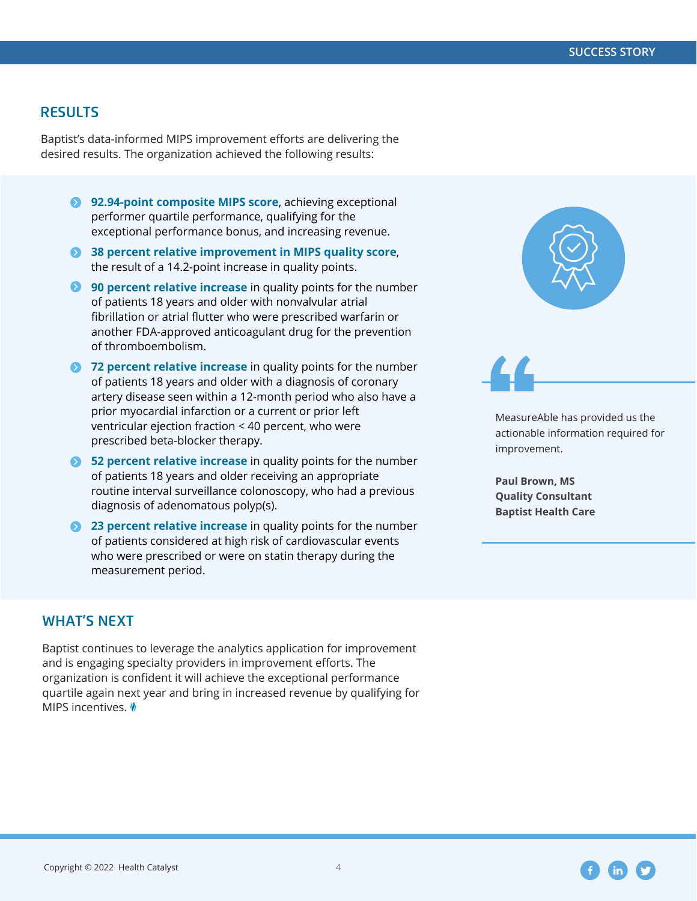## RESULTS

Baptist's data-informed MIPS improvement efforts are delivering the desired results. The organization achieved the following results:

- **92.94-point composite MIPS score**, achieving exceptional performer quartile performance, qualifying for the exceptional performance bonus, and increasing revenue.
- **38 percent relative improvement in MIPS quality score**, the result of a 14.2-point increase in quality points.
- **90 percent relative increase** in quality points for the number of patients 18 years and older with nonvalvular atrial fibrillation or atrial flutter who were prescribed warfarin or another FDA-approved anticoagulant drug for the prevention of thromboembolism.
- **72 percent relative increase** in quality points for the number of patients 18 years and older with a diagnosis of coronary artery disease seen within a 12-month period who also have a prior myocardial infarction or a current or prior left ventricular ejection fraction < 40 percent, who were prescribed beta-blocker therapy.
- **52 percent relative increase** in quality points for the number of patients 18 years and older receiving an appropriate routine interval surveillance colonoscopy, who had a previous diagnosis of adenomatous polyp(s).
- **23 percent relative increase** in quality points for the number of patients considered at high risk of cardiovascular events who were prescribed or were on statin therapy during the measurement period.

> MeasureAble has provided us the actionable information required for improvement.
>
> **Paul Brown, MS**
> **Quality Consultant**
> **Baptist Health Care**

## WHAT'S NEXT

Baptist continues to leverage the analytics application for improvement and is engaging specialty providers in improvement efforts. The organization is confident it will achieve the exceptional performance quartile again next year and bring in increased revenue by qualifying for MIPS incentives.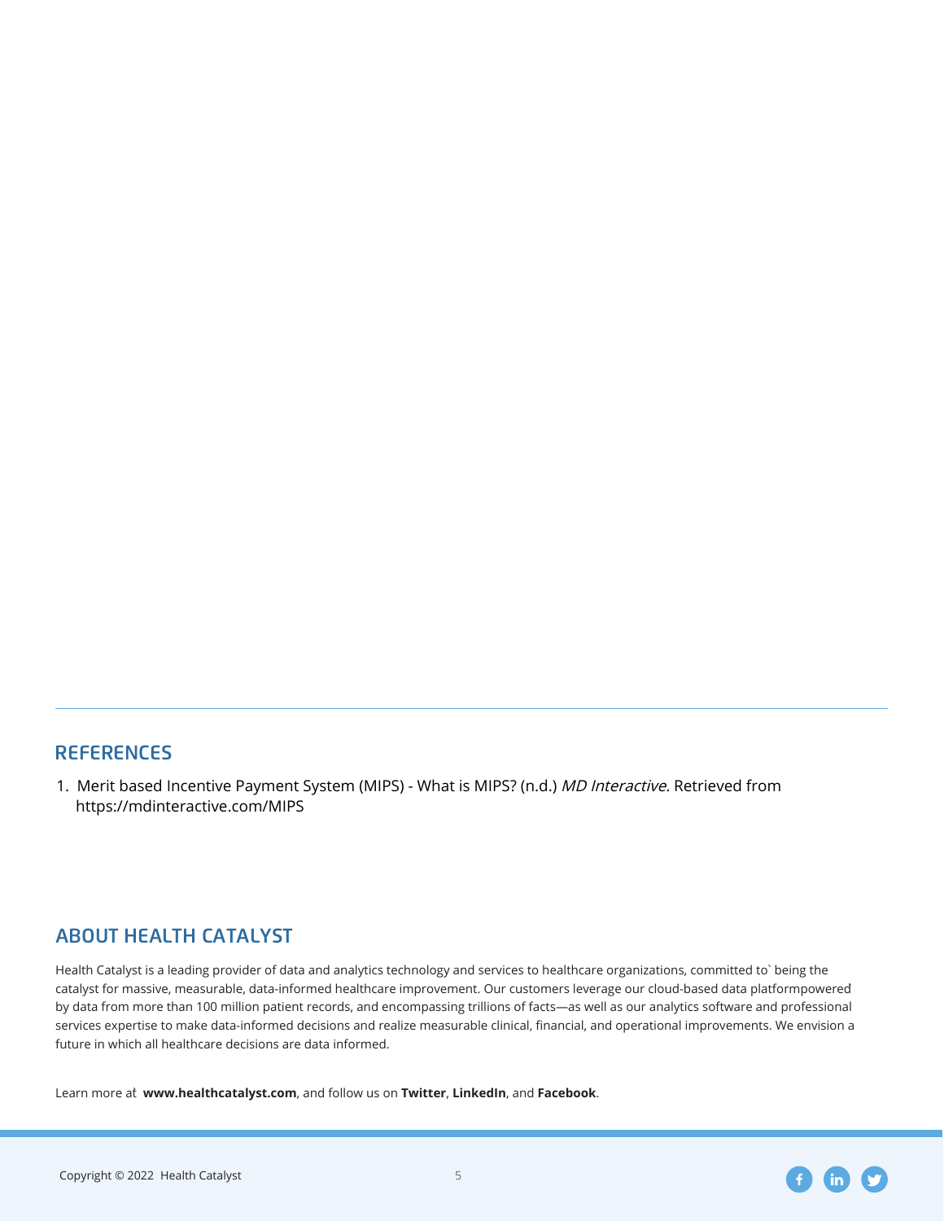## REFERENCES

1. Merit based Incentive Payment System (MIPS) - What is MIPS? (n.d.) *MD Interactive.* Retrieved from https://mdinteractive.com/MIPS

## ABOUT HEALTH CATALYST

Health Catalyst is a leading provider of data and analytics technology and services to healthcare organizations, committed to` being the catalyst for massive, measurable, data-informed healthcare improvement. Our customers leverage our cloud-based data platformpowered by data from more than 100 million patient records, and encompassing trillions of facts—as well as our analytics software and professional services expertise to make data-informed decisions and realize measurable clinical, financial, and operational improvements. We envision a future in which all healthcare decisions are data informed.

Learn more at **www.healthcatalyst.com**, and follow us on **Twitter**, **LinkedIn**, and **Facebook**.

Copyright © 2022 Health Catalyst